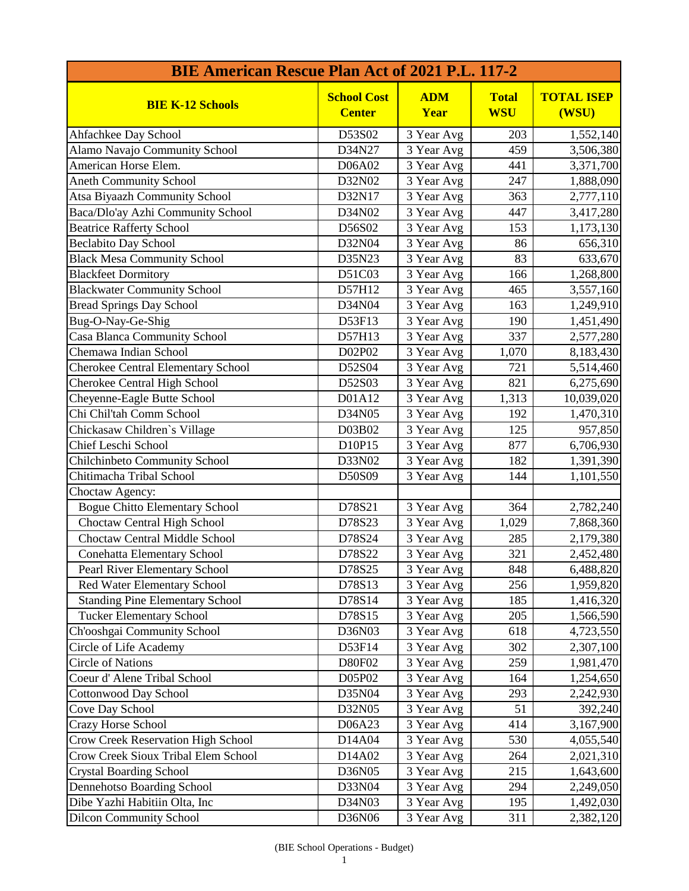| BIE American Rescue Plan Act of 2021 P.L. 117-2 | | | | |
|---|---|---|---|---|
| **BIE K-12 Schools** | **School Cost Center** | **ADM Year** | **Total WSU** | **TOTAL ISEP (WSU)** |
| Ahfachkee Day School | D53S02 | 3 Year Avg | 203 | 1,552,140 |
| Alamo Navajo Community School | D34N27 | 3 Year Avg | 459 | 3,506,380 |
| American Horse Elem. | D06A02 | 3 Year Avg | 441 | 3,371,700 |
| Aneth Community School | D32N02 | 3 Year Avg | 247 | 1,888,090 |
| Atsa Biyaazh Community School | D32N17 | 3 Year Avg | 363 | 2,777,110 |
| Baca/Dlo'ay Azhi Community School | D34N02 | 3 Year Avg | 447 | 3,417,280 |
| Beatrice Rafferty School | D56S02 | 3 Year Avg | 153 | 1,173,130 |
| Beclabito Day School | D32N04 | 3 Year Avg | 86 | 656,310 |
| Black Mesa Community School | D35N23 | 3 Year Avg | 83 | 633,670 |
| Blackfeet Dormitory | D51C03 | 3 Year Avg | 166 | 1,268,800 |
| Blackwater Community School | D57H12 | 3 Year Avg | 465 | 3,557,160 |
| Bread Springs Day School | D34N04 | 3 Year Avg | 163 | 1,249,910 |
| Bug-O-Nay-Ge-Shig | D53F13 | 3 Year Avg | 190 | 1,451,490 |
| Casa Blanca Community School | D57H13 | 3 Year Avg | 337 | 2,577,280 |
| Chemawa Indian School | D02P02 | 3 Year Avg | 1,070 | 8,183,430 |
| Cherokee Central Elementary School | D52S04 | 3 Year Avg | 721 | 5,514,460 |
| Cherokee Central High School | D52S03 | 3 Year Avg | 821 | 6,275,690 |
| Cheyenne-Eagle Butte School | D01A12 | 3 Year Avg | 1,313 | 10,039,020 |
| Chi Chil'tah Comm School | D34N05 | 3 Year Avg | 192 | 1,470,310 |
| Chickasaw Children`s Village | D03B02 | 3 Year Avg | 125 | 957,850 |
| Chief Leschi School | D10P15 | 3 Year Avg | 877 | 6,706,930 |
| Chilchinbeto Community School | D33N02 | 3 Year Avg | 182 | 1,391,390 |
| Chitimacha Tribal School | D50S09 | 3 Year Avg | 144 | 1,101,550 |
| Choctaw Agency: | | | | |
| Bogue Chitto Elementary School | D78S21 | 3 Year Avg | 364 | 2,782,240 |
| Choctaw Central High School | D78S23 | 3 Year Avg | 1,029 | 7,868,360 |
| Choctaw Central Middle School | D78S24 | 3 Year Avg | 285 | 2,179,380 |
| Conehatta Elementary School | D78S22 | 3 Year Avg | 321 | 2,452,480 |
| Pearl River Elementary School | D78S25 | 3 Year Avg | 848 | 6,488,820 |
| Red Water Elementary School | D78S13 | 3 Year Avg | 256 | 1,959,820 |
| Standing Pine Elementary School | D78S14 | 3 Year Avg | 185 | 1,416,320 |
| Tucker Elementary School | D78S15 | 3 Year Avg | 205 | 1,566,590 |
| Ch'ooshgai Community School | D36N03 | 3 Year Avg | 618 | 4,723,550 |
| Circle of Life Academy | D53F14 | 3 Year Avg | 302 | 2,307,100 |
| Circle of Nations | D80F02 | 3 Year Avg | 259 | 1,981,470 |
| Coeur d' Alene Tribal School | D05P02 | 3 Year Avg | 164 | 1,254,650 |
| Cottonwood Day School | D35N04 | 3 Year Avg | 293 | 2,242,930 |
| Cove Day School | D32N05 | 3 Year Avg | 51 | 392,240 |
| Crazy Horse School | D06A23 | 3 Year Avg | 414 | 3,167,900 |
| Crow Creek Reservation High School | D14A04 | 3 Year Avg | 530 | 4,055,540 |
| Crow Creek Sioux Tribal Elem School | D14A02 | 3 Year Avg | 264 | 2,021,310 |
| Crystal Boarding School | D36N05 | 3 Year Avg | 215 | 1,643,600 |
| Dennehotso Boarding School | D33N04 | 3 Year Avg | 294 | 2,249,050 |
| Dibe Yazhi Habitiin Olta, Inc | D34N03 | 3 Year Avg | 195 | 1,492,030 |
| Dilcon Community School | D36N06 | 3 Year Avg | 311 | 2,382,120 |

(BIE School Operations - Budget)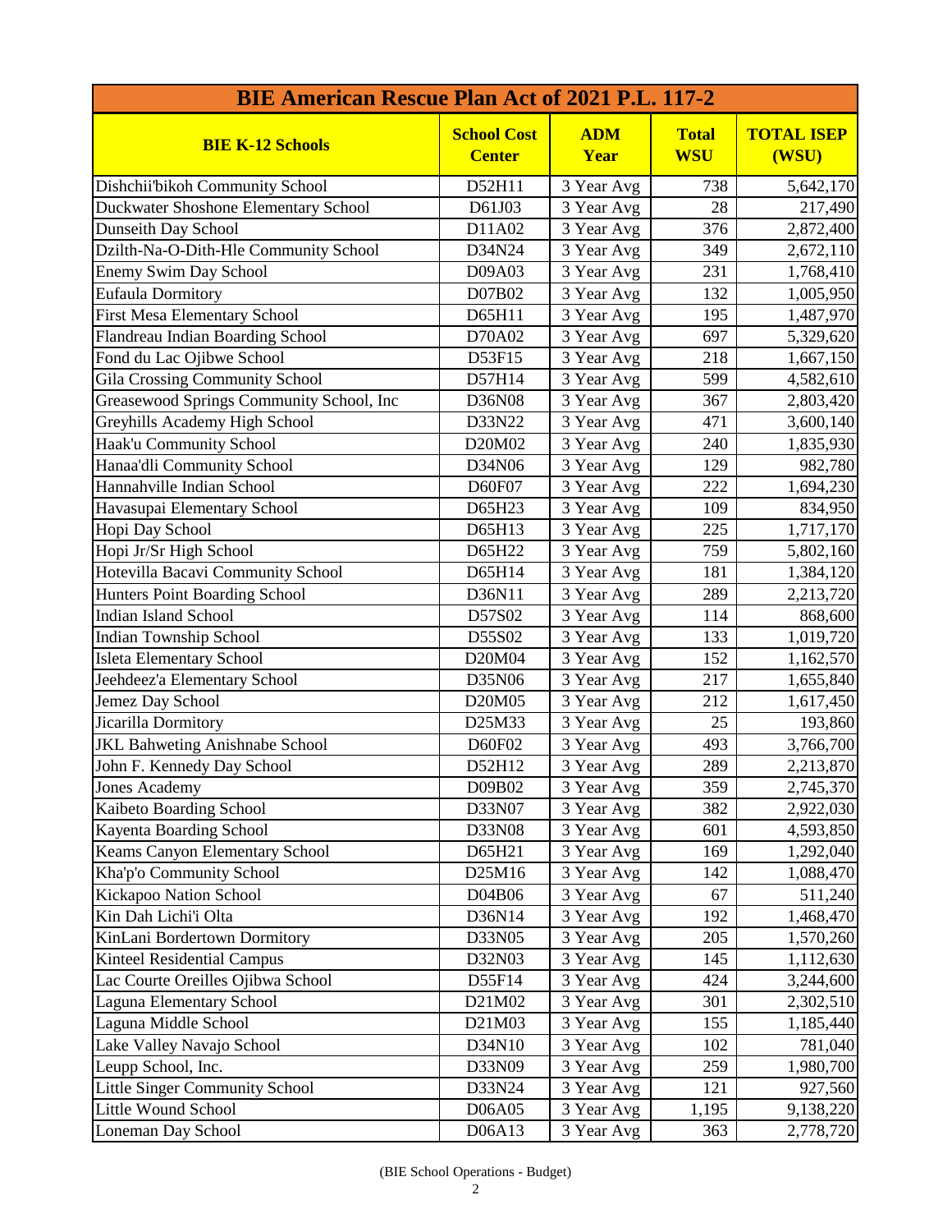| BIE American Rescue Plan Act of 2021 P.L. 117-2 | | | | |
|---|---|---|---|---|
| **BIE K-12 Schools** | **School Cost Center** | **ADM Year** | **Total WSU** | **TOTAL ISEP (WSU)** |
| Dishchii'bikoh Community School | D52H11 | 3 Year Avg | 738 | 5,642,170 |
| Duckwater Shoshone Elementary School | D61J03 | 3 Year Avg | 28 | 217,490 |
| Dunseith Day School | D11A02 | 3 Year Avg | 376 | 2,872,400 |
| Dzilth-Na-O-Dith-Hle Community School | D34N24 | 3 Year Avg | 349 | 2,672,110 |
| Enemy Swim Day School | D09A03 | 3 Year Avg | 231 | 1,768,410 |
| Eufaula Dormitory | D07B02 | 3 Year Avg | 132 | 1,005,950 |
| First Mesa Elementary School | D65H11 | 3 Year Avg | 195 | 1,487,970 |
| Flandreau Indian Boarding School | D70A02 | 3 Year Avg | 697 | 5,329,620 |
| Fond du Lac Ojibwe School | D53F15 | 3 Year Avg | 218 | 1,667,150 |
| Gila Crossing Community School | D57H14 | 3 Year Avg | 599 | 4,582,610 |
| Greasewood Springs Community School, Inc | D36N08 | 3 Year Avg | 367 | 2,803,420 |
| Greyhills Academy High School | D33N22 | 3 Year Avg | 471 | 3,600,140 |
| Haak'u Community School | D20M02 | 3 Year Avg | 240 | 1,835,930 |
| Hanaa'dli Community School | D34N06 | 3 Year Avg | 129 | 982,780 |
| Hannahville Indian School | D60F07 | 3 Year Avg | 222 | 1,694,230 |
| Havasupai Elementary School | D65H23 | 3 Year Avg | 109 | 834,950 |
| Hopi Day School | D65H13 | 3 Year Avg | 225 | 1,717,170 |
| Hopi Jr/Sr High School | D65H22 | 3 Year Avg | 759 | 5,802,160 |
| Hotevilla Bacavi Community School | D65H14 | 3 Year Avg | 181 | 1,384,120 |
| Hunters Point Boarding School | D36N11 | 3 Year Avg | 289 | 2,213,720 |
| Indian Island School | D57S02 | 3 Year Avg | 114 | 868,600 |
| Indian Township School | D55S02 | 3 Year Avg | 133 | 1,019,720 |
| Isleta Elementary School | D20M04 | 3 Year Avg | 152 | 1,162,570 |
| Jeehdeez'a Elementary School | D35N06 | 3 Year Avg | 217 | 1,655,840 |
| Jemez Day School | D20M05 | 3 Year Avg | 212 | 1,617,450 |
| Jicarilla Dormitory | D25M33 | 3 Year Avg | 25 | 193,860 |
| JKL Bahweting Anishnabe School | D60F02 | 3 Year Avg | 493 | 3,766,700 |
| John F. Kennedy Day School | D52H12 | 3 Year Avg | 289 | 2,213,870 |
| Jones Academy | D09B02 | 3 Year Avg | 359 | 2,745,370 |
| Kaibeto Boarding School | D33N07 | 3 Year Avg | 382 | 2,922,030 |
| Kayenta Boarding School | D33N08 | 3 Year Avg | 601 | 4,593,850 |
| Keams Canyon Elementary School | D65H21 | 3 Year Avg | 169 | 1,292,040 |
| Kha'p'o Community School | D25M16 | 3 Year Avg | 142 | 1,088,470 |
| Kickapoo Nation School | D04B06 | 3 Year Avg | 67 | 511,240 |
| Kin Dah Lichi'i Olta | D36N14 | 3 Year Avg | 192 | 1,468,470 |
| KinLani Bordertown Dormitory | D33N05 | 3 Year Avg | 205 | 1,570,260 |
| Kinteel Residential Campus | D32N03 | 3 Year Avg | 145 | 1,112,630 |
| Lac Courte Oreilles Ojibwa School | D55F14 | 3 Year Avg | 424 | 3,244,600 |
| Laguna Elementary School | D21M02 | 3 Year Avg | 301 | 2,302,510 |
| Laguna Middle School | D21M03 | 3 Year Avg | 155 | 1,185,440 |
| Lake Valley Navajo School | D34N10 | 3 Year Avg | 102 | 781,040 |
| Leupp School, Inc. | D33N09 | 3 Year Avg | 259 | 1,980,700 |
| Little Singer Community School | D33N24 | 3 Year Avg | 121 | 927,560 |
| Little Wound School | D06A05 | 3 Year Avg | 1,195 | 9,138,220 |
| Loneman Day School | D06A13 | 3 Year Avg | 363 | 2,778,720 |

(BIE School Operations - Budget)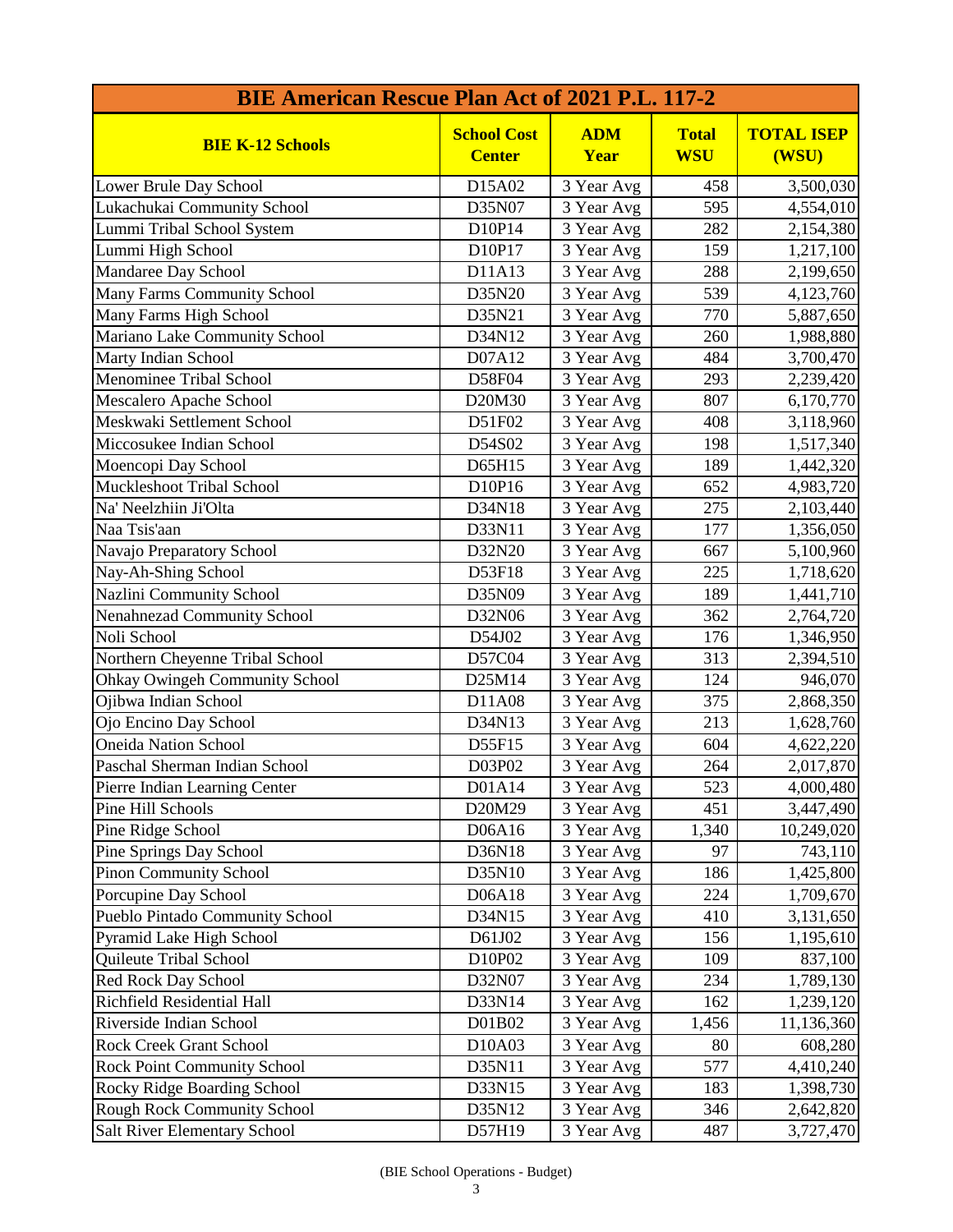| BIE American Rescue Plan Act of 2021 P.L. 117-2 | | | | |
|---|---|---|---|---|
| **BIE K-12 Schools** | **School Cost Center** | **ADM Year** | **Total WSU** | **TOTAL ISEP (WSU)** |
| Lower Brule Day School | D15A02 | 3 Year Avg | 458 | 3,500,030 |
| Lukachukai Community School | D35N07 | 3 Year Avg | 595 | 4,554,010 |
| Lummi Tribal School System | D10P14 | 3 Year Avg | 282 | 2,154,380 |
| Lummi High School | D10P17 | 3 Year Avg | 159 | 1,217,100 |
| Mandaree Day School | D11A13 | 3 Year Avg | 288 | 2,199,650 |
| Many Farms Community School | D35N20 | 3 Year Avg | 539 | 4,123,760 |
| Many Farms High School | D35N21 | 3 Year Avg | 770 | 5,887,650 |
| Mariano Lake Community School | D34N12 | 3 Year Avg | 260 | 1,988,880 |
| Marty Indian School | D07A12 | 3 Year Avg | 484 | 3,700,470 |
| Menominee Tribal School | D58F04 | 3 Year Avg | 293 | 2,239,420 |
| Mescalero Apache School | D20M30 | 3 Year Avg | 807 | 6,170,770 |
| Meskwaki Settlement School | D51F02 | 3 Year Avg | 408 | 3,118,960 |
| Miccosukee Indian School | D54S02 | 3 Year Avg | 198 | 1,517,340 |
| Moencopi Day School | D65H15 | 3 Year Avg | 189 | 1,442,320 |
| Muckleshoot Tribal School | D10P16 | 3 Year Avg | 652 | 4,983,720 |
| Na' Neelzhiin Ji'Olta | D34N18 | 3 Year Avg | 275 | 2,103,440 |
| Naa Tsis'aan | D33N11 | 3 Year Avg | 177 | 1,356,050 |
| Navajo Preparatory School | D32N20 | 3 Year Avg | 667 | 5,100,960 |
| Nay-Ah-Shing School | D53F18 | 3 Year Avg | 225 | 1,718,620 |
| Nazlini Community School | D35N09 | 3 Year Avg | 189 | 1,441,710 |
| Nenahnezad Community School | D32N06 | 3 Year Avg | 362 | 2,764,720 |
| Noli School | D54J02 | 3 Year Avg | 176 | 1,346,950 |
| Northern Cheyenne Tribal School | D57C04 | 3 Year Avg | 313 | 2,394,510 |
| Ohkay Owingeh Community School | D25M14 | 3 Year Avg | 124 | 946,070 |
| Ojibwa Indian School | D11A08 | 3 Year Avg | 375 | 2,868,350 |
| Ojo Encino Day School | D34N13 | 3 Year Avg | 213 | 1,628,760 |
| Oneida Nation School | D55F15 | 3 Year Avg | 604 | 4,622,220 |
| Paschal Sherman Indian School | D03P02 | 3 Year Avg | 264 | 2,017,870 |
| Pierre Indian Learning Center | D01A14 | 3 Year Avg | 523 | 4,000,480 |
| Pine Hill Schools | D20M29 | 3 Year Avg | 451 | 3,447,490 |
| Pine Ridge School | D06A16 | 3 Year Avg | 1,340 | 10,249,020 |
| Pine Springs Day School | D36N18 | 3 Year Avg | 97 | 743,110 |
| Pinon Community School | D35N10 | 3 Year Avg | 186 | 1,425,800 |
| Porcupine Day School | D06A18 | 3 Year Avg | 224 | 1,709,670 |
| Pueblo Pintado Community School | D34N15 | 3 Year Avg | 410 | 3,131,650 |
| Pyramid Lake High School | D61J02 | 3 Year Avg | 156 | 1,195,610 |
| Quileute Tribal School | D10P02 | 3 Year Avg | 109 | 837,100 |
| Red Rock Day School | D32N07 | 3 Year Avg | 234 | 1,789,130 |
| Richfield Residential Hall | D33N14 | 3 Year Avg | 162 | 1,239,120 |
| Riverside Indian School | D01B02 | 3 Year Avg | 1,456 | 11,136,360 |
| Rock Creek Grant School | D10A03 | 3 Year Avg | 80 | 608,280 |
| Rock Point Community School | D35N11 | 3 Year Avg | 577 | 4,410,240 |
| Rocky Ridge Boarding School | D33N15 | 3 Year Avg | 183 | 1,398,730 |
| Rough Rock Community School | D35N12 | 3 Year Avg | 346 | 2,642,820 |
| Salt River Elementary School | D57H19 | 3 Year Avg | 487 | 3,727,470 |

(BIE School Operations - Budget)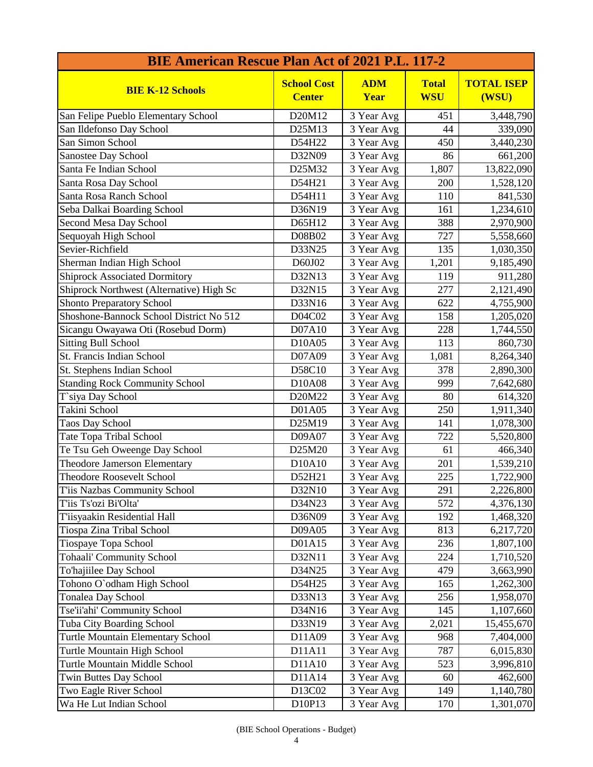| BIE American Rescue Plan Act of 2021 P.L. 117-2 | | | | |
|---|---|---|---|---|
| **BIE K-12 Schools** | **School Cost Center** | **ADM Year** | **Total WSU** | **TOTAL ISEP (WSU)** |
| San Felipe Pueblo Elementary School | D20M12 | 3 Year Avg | 451 | 3,448,790 |
| San Ildefonso Day School | D25M13 | 3 Year Avg | 44 | 339,090 |
| San Simon School | D54H22 | 3 Year Avg | 450 | 3,440,230 |
| Sanostee Day School | D32N09 | 3 Year Avg | 86 | 661,200 |
| Santa Fe Indian School | D25M32 | 3 Year Avg | 1,807 | 13,822,090 |
| Santa Rosa Day School | D54H21 | 3 Year Avg | 200 | 1,528,120 |
| Santa Rosa Ranch School | D54H11 | 3 Year Avg | 110 | 841,530 |
| Seba Dalkai Boarding School | D36N19 | 3 Year Avg | 161 | 1,234,610 |
| Second Mesa Day School | D65H12 | 3 Year Avg | 388 | 2,970,900 |
| Sequoyah High School | D08B02 | 3 Year Avg | 727 | 5,558,660 |
| Sevier-Richfield | D33N25 | 3 Year Avg | 135 | 1,030,350 |
| Sherman Indian High School | D60J02 | 3 Year Avg | 1,201 | 9,185,490 |
| Shiprock Associated Dormitory | D32N13 | 3 Year Avg | 119 | 911,280 |
| Shiprock Northwest (Alternative) High Sc | D32N15 | 3 Year Avg | 277 | 2,121,490 |
| Shonto Preparatory School | D33N16 | 3 Year Avg | 622 | 4,755,900 |
| Shoshone-Bannock School District No 512 | D04C02 | 3 Year Avg | 158 | 1,205,020 |
| Sicangu Owayawa Oti (Rosebud Dorm) | D07A10 | 3 Year Avg | 228 | 1,744,550 |
| Sitting Bull School | D10A05 | 3 Year Avg | 113 | 860,730 |
| St. Francis Indian School | D07A09 | 3 Year Avg | 1,081 | 8,264,340 |
| St. Stephens Indian School | D58C10 | 3 Year Avg | 378 | 2,890,300 |
| Standing Rock Community School | D10A08 | 3 Year Avg | 999 | 7,642,680 |
| T`siya Day School | D20M22 | 3 Year Avg | 80 | 614,320 |
| Takini School | D01A05 | 3 Year Avg | 250 | 1,911,340 |
| Taos Day School | D25M19 | 3 Year Avg | 141 | 1,078,300 |
| Tate Topa Tribal School | D09A07 | 3 Year Avg | 722 | 5,520,800 |
| Te Tsu Geh Oweenge Day School | D25M20 | 3 Year Avg | 61 | 466,340 |
| Theodore Jamerson Elementary | D10A10 | 3 Year Avg | 201 | 1,539,210 |
| Theodore Roosevelt School | D52H21 | 3 Year Avg | 225 | 1,722,900 |
| T'iis Nazbas Community School | D32N10 | 3 Year Avg | 291 | 2,226,800 |
| T'iis Ts'ozi Bi'Olta' | D34N23 | 3 Year Avg | 572 | 4,376,130 |
| T'iisyaakin Residential Hall | D36N09 | 3 Year Avg | 192 | 1,468,320 |
| Tiospa Zina Tribal School | D09A05 | 3 Year Avg | 813 | 6,217,720 |
| Tiospaye Topa School | D01A15 | 3 Year Avg | 236 | 1,807,100 |
| Tohaali' Community School | D32N11 | 3 Year Avg | 224 | 1,710,520 |
| To'hajiilee Day School | D34N25 | 3 Year Avg | 479 | 3,663,990 |
| Tohono O`odham High School | D54H25 | 3 Year Avg | 165 | 1,262,300 |
| Tonalea Day School | D33N13 | 3 Year Avg | 256 | 1,958,070 |
| Tse'ii'ahi' Community School | D34N16 | 3 Year Avg | 145 | 1,107,660 |
| Tuba City Boarding School | D33N19 | 3 Year Avg | 2,021 | 15,455,670 |
| Turtle Mountain Elementary School | D11A09 | 3 Year Avg | 968 | 7,404,000 |
| Turtle Mountain High School | D11A11 | 3 Year Avg | 787 | 6,015,830 |
| Turtle Mountain Middle School | D11A10 | 3 Year Avg | 523 | 3,996,810 |
| Twin Buttes Day School | D11A14 | 3 Year Avg | 60 | 462,600 |
| Two Eagle River School | D13C02 | 3 Year Avg | 149 | 1,140,780 |
| Wa He Lut Indian School | D10P13 | 3 Year Avg | 170 | 1,301,070 |

(BIE School Operations - Budget)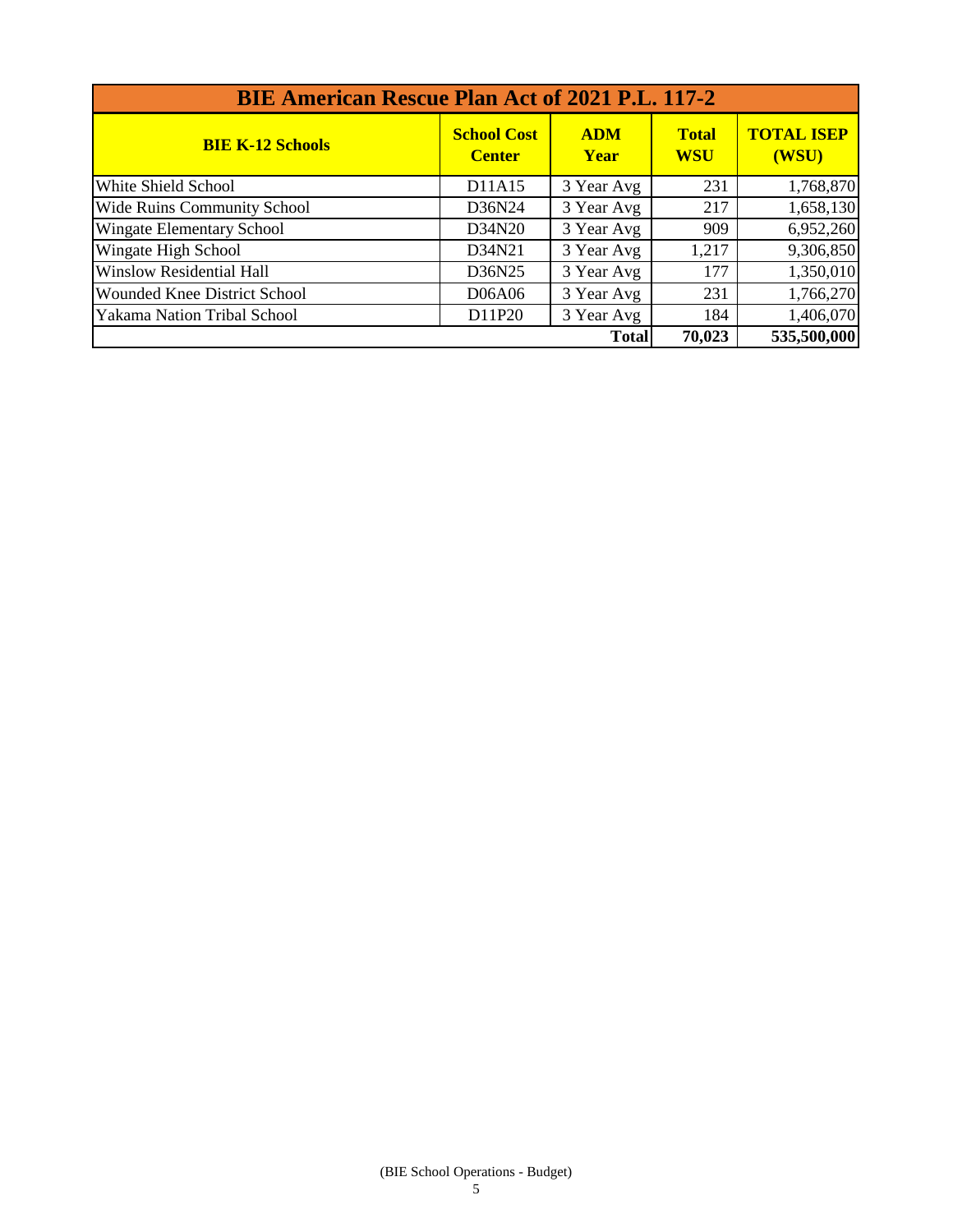| BIE American Rescue Plan Act of 2021 P.L. 117-2 | | | | |
| --- | --- | --- | --- | --- |
| **BIE K-12 Schools** | **School Cost Center** | **ADM Year** | **Total WSU** | **TOTAL ISEP (WSU)** |
| White Shield School | D11A15 | 3 Year Avg | 231 | 1,768,870 |
| Wide Ruins Community School | D36N24 | 3 Year Avg | 217 | 1,658,130 |
| Wingate Elementary School | D34N20 | 3 Year Avg | 909 | 6,952,260 |
| Wingate High School | D34N21 | 3 Year Avg | 1,217 | 9,306,850 |
| Winslow Residential Hall | D36N25 | 3 Year Avg | 177 | 1,350,010 |
| Wounded Knee District School | D06A06 | 3 Year Avg | 231 | 1,766,270 |
| Yakama Nation Tribal School | D11P20 | 3 Year Avg | 184 | 1,406,070 |
| | | **Total** | **70,023** | **535,500,000** |

(BIE School Operations - Budget)